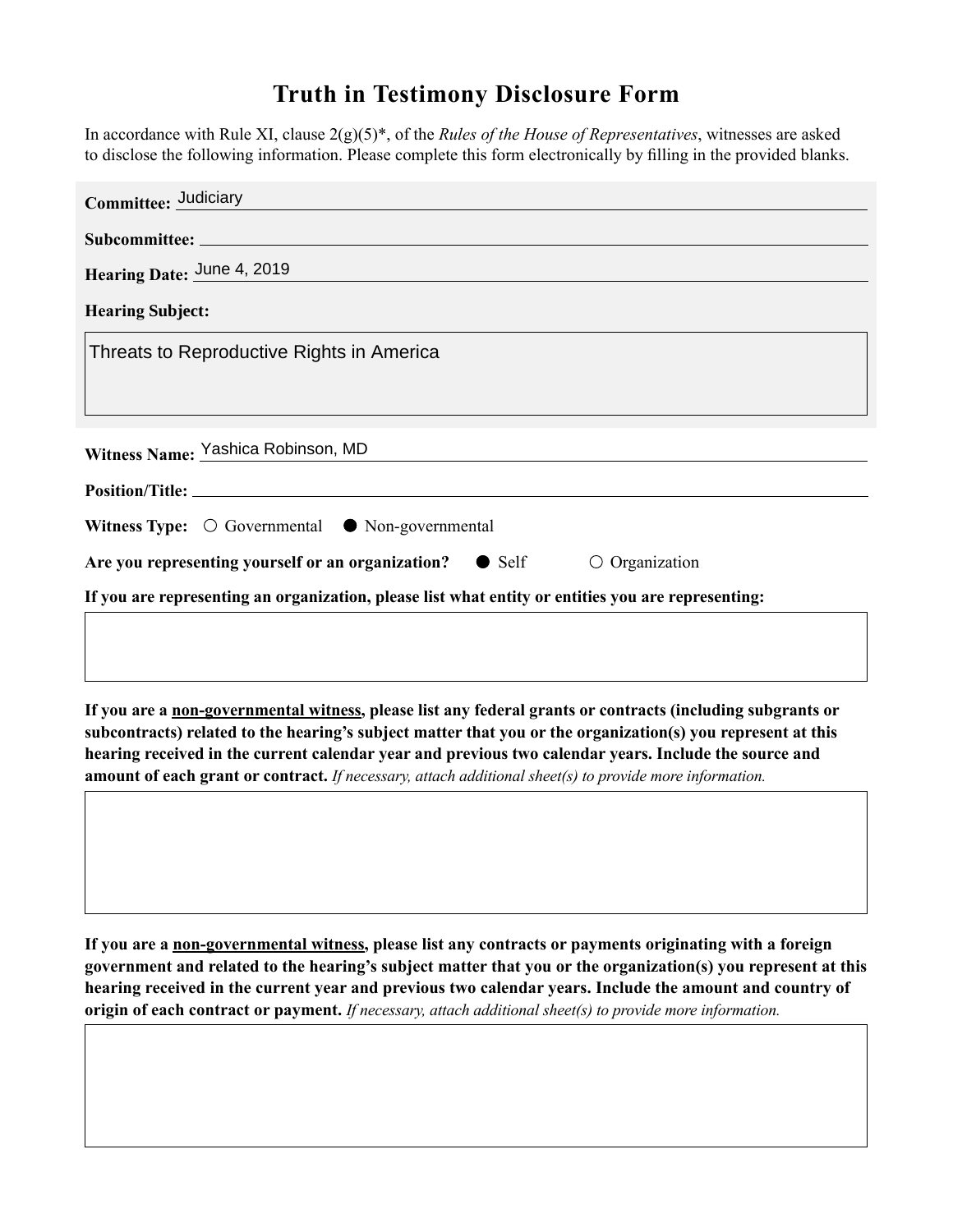# Truth in Testimony Disclosure Form

In accordance with Rule XI, clause 2(g)(5)*, of the *Rules of the House of Representatives*, witnesses are asked to disclose the following information. Please complete this form electronically by filling in the provided blanks.

**Committee:** Judiciary

**Subcommittee:**

**Hearing Date:** June 4, 2019

**Hearing Subject:**

Threats to Reproductive Rights in America

**Witness Name:** Yashica Robinson, MD

**Position/Title:**

**Witness Type:** ○ Governmental ● Non-governmental

**Are you representing yourself or an organization?** ● Self ○ Organization

**If you are representing an organization, please list what entity or entities you are representing:**

**If you are a <u>non-governmental witness</u>, please list any federal grants or contracts (including subgrants or subcontracts) related to the hearing's subject matter that you or the organization(s) you represent at this hearing received in the current calendar year and previous two calendar years. Include the source and amount of each grant or contract.** *If necessary, attach additional sheet(s) to provide more information.*

**If you are a <u>non-governmental witness</u>, please list any contracts or payments originating with a foreign government and related to the hearing's subject matter that you or the organization(s) you represent at this hearing received in the current year and previous two calendar years. Include the amount and country of origin of each contract or payment.** *If necessary, attach additional sheet(s) to provide more information.*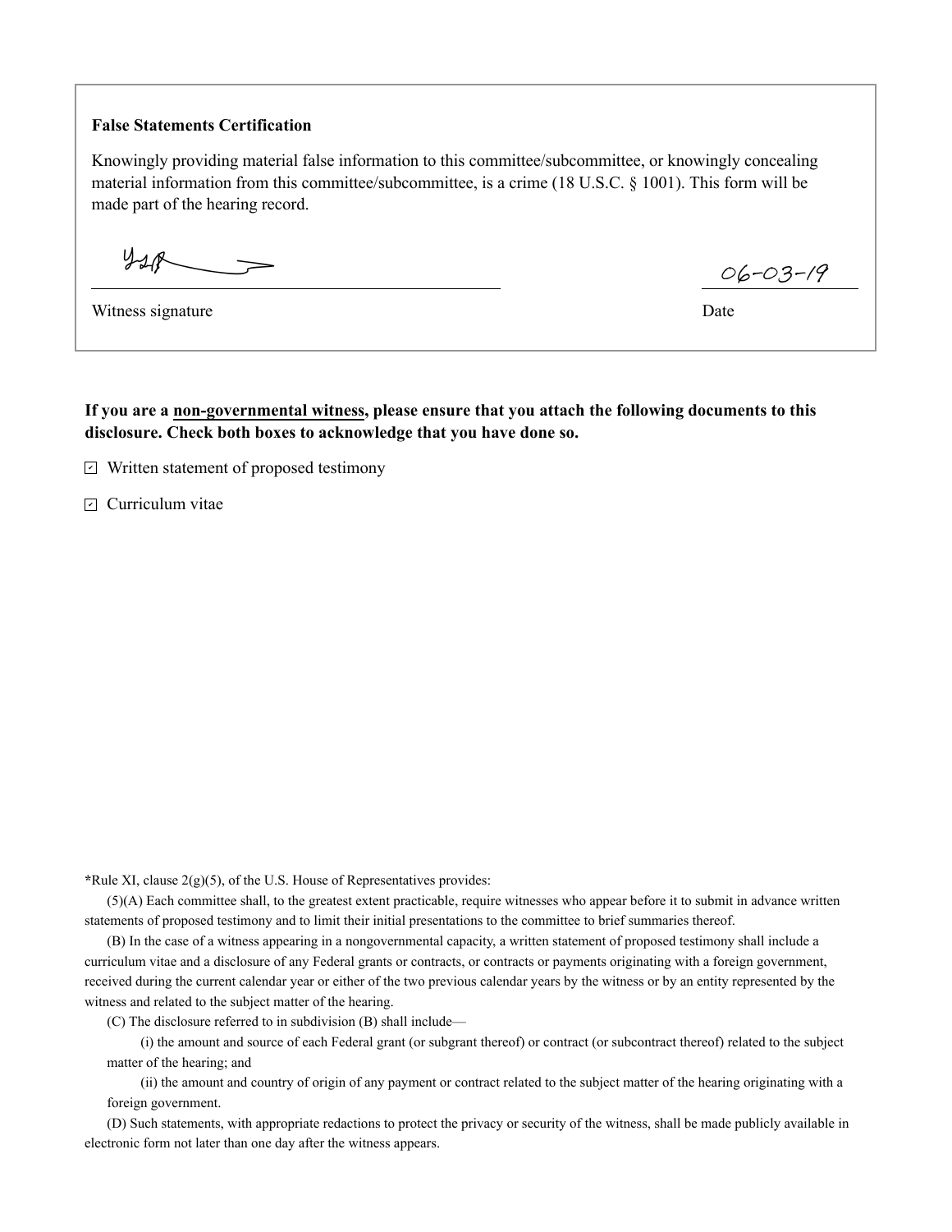**False Statements Certification**

Knowingly providing material false information to this committee/subcommittee, or knowingly concealing material information from this committee/subcommittee, is a crime (18 U.S.C. § 1001). This form will be made part of the hearing record.

Witness signature

06-03-19

Date

**If you are a <u>non-governmental witness</u>, please ensure that you attach the following documents to this disclosure. Check both boxes to acknowledge that you have done so.**

- [x] Written statement of proposed testimony
- [x] Curriculum vitae

***Rule XI, clause 2(g)(5), of the U.S. House of Representatives provides:**

(5)(A) Each committee shall, to the greatest extent practicable, require witnesses who appear before it to submit in advance written statements of proposed testimony and to limit their initial presentations to the committee to brief summaries thereof.

(B) In the case of a witness appearing in a nongovernmental capacity, a written statement of proposed testimony shall include a curriculum vitae and a disclosure of any Federal grants or contracts, or contracts or payments originating with a foreign government, received during the current calendar year or either of the two previous calendar years by the witness or by an entity represented by the witness and related to the subject matter of the hearing.

(C) The disclosure referred to in subdivision (B) shall include—

(i) the amount and source of each Federal grant (or subgrant thereof) or contract (or subcontract thereof) related to the subject matter of the hearing; and

(ii) the amount and country of origin of any payment or contract related to the subject matter of the hearing originating with a foreign government.

(D) Such statements, with appropriate redactions to protect the privacy or security of the witness, shall be made publicly available in electronic form not later than one day after the witness appears.